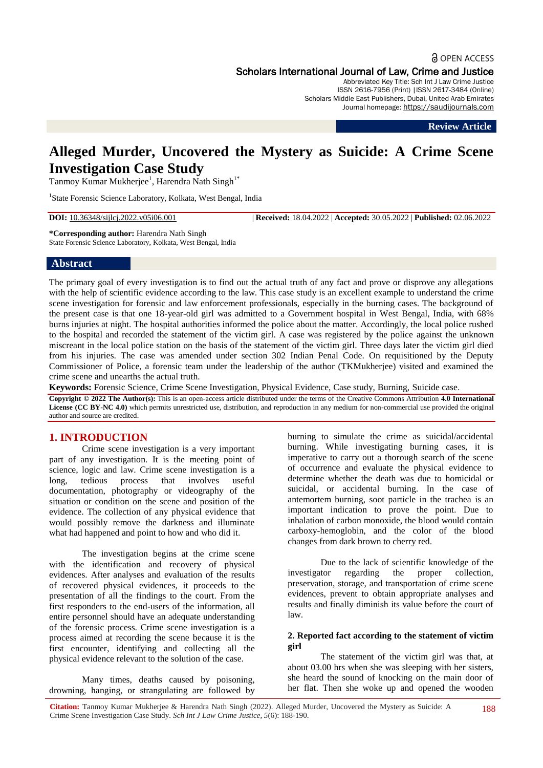OPEN ACCESS

Scholars International Journal of Law, Crime and Justice

Abbreviated Key Title: Sch Int J Law Crime Justice
ISSN 2616-7956 (Print) |ISSN 2617-3484 (Online)
Scholars Middle East Publishers, Dubai, United Arab Emirates
Journal homepage: https://saudijournals.com

**Review Article**

# Alleged Murder, Uncovered the Mystery as Suicide: A Crime Scene Investigation Case Study

Tanmoy Kumar Mukherjee[1], Harendra Nath Singh[1*]

[1]State Forensic Science Laboratory, Kolkata, West Bengal, India

**DOI:** 10.36348/sijlcj.2022.v05i06.001 | **Received:** 18.04.2022 | **Accepted:** 30.05.2022 | **Published:** 02.06.2022

**\*Corresponding author:** Harendra Nath Singh
State Forensic Science Laboratory, Kolkata, West Bengal, India

## Abstract

The primary goal of every investigation is to find out the actual truth of any fact and prove or disprove any allegations with the help of scientific evidence according to the law. This case study is an excellent example to understand the crime scene investigation for forensic and law enforcement professionals, especially in the burning cases. The background of the present case is that one 18-year-old girl was admitted to a Government hospital in West Bengal, India, with 68% burns injuries at night. The hospital authorities informed the police about the matter. Accordingly, the local police rushed to the hospital and recorded the statement of the victim girl. A case was registered by the police against the unknown miscreant in the local police station on the basis of the statement of the victim girl. Three days later the victim girl died from his injuries. The case was amended under section 302 Indian Penal Code. On requisitioned by the Deputy Commissioner of Police, a forensic team under the leadership of the author (TKMukherjee) visited and examined the crime scene and unearths the actual truth.

**Keywords:** Forensic Science, Crime Scene Investigation, Physical Evidence, Case study, Burning, Suicide case.

**Copyright © 2022 The Author(s):** This is an open-access article distributed under the terms of the Creative Commons Attribution **4.0 International License (CC BY-NC 4.0)** which permits unrestricted use, distribution, and reproduction in any medium for non-commercial use provided the original author and source are credited.

## 1. INTRODUCTION

Crime scene investigation is a very important part of any investigation. It is the meeting point of science, logic and law. Crime scene investigation is a long, tedious process that involves useful documentation, photography or videography of the situation or condition on the scene and position of the evidence. The collection of any physical evidence that would possibly remove the darkness and illuminate what had happened and point to how and who did it.

The investigation begins at the crime scene with the identification and recovery of physical evidences. After analyses and evaluation of the results of recovered physical evidences, it proceeds to the presentation of all the findings to the court. From the first responders to the end-users of the information, all entire personnel should have an adequate understanding of the forensic process. Crime scene investigation is a process aimed at recording the scene because it is the first encounter, identifying and collecting all the physical evidence relevant to the solution of the case.

Many times, deaths caused by poisoning, drowning, hanging, or strangulating are followed by burning to simulate the crime as suicidal/accidental burning. While investigating burning cases, it is imperative to carry out a thorough search of the scene of occurrence and evaluate the physical evidence to determine whether the death was due to homicidal or suicidal, or accidental burning. In the case of antemortem burning, soot particle in the trachea is an important indication to prove the point. Due to inhalation of carbon monoxide, the blood would contain carboxy-hemoglobin, and the color of the blood changes from dark brown to cherry red.

Due to the lack of scientific knowledge of the investigator regarding the proper collection, preservation, storage, and transportation of crime scene evidences, prevent to obtain appropriate analyses and results and finally diminish its value before the court of law.

### 2. Reported fact according to the statement of victim girl

The statement of the victim girl was that, at about 03.00 hrs when she was sleeping with her sisters, she heard the sound of knocking on the main door of her flat. Then she woke up and opened the wooden

**Citation:** Tanmoy Kumar Mukherjee & Harendra Nath Singh (2022). Alleged Murder, Uncovered the Mystery as Suicide: A Crime Scene Investigation Case Study. *Sch Int J Law Crime Justice, 5*(6): 188-190.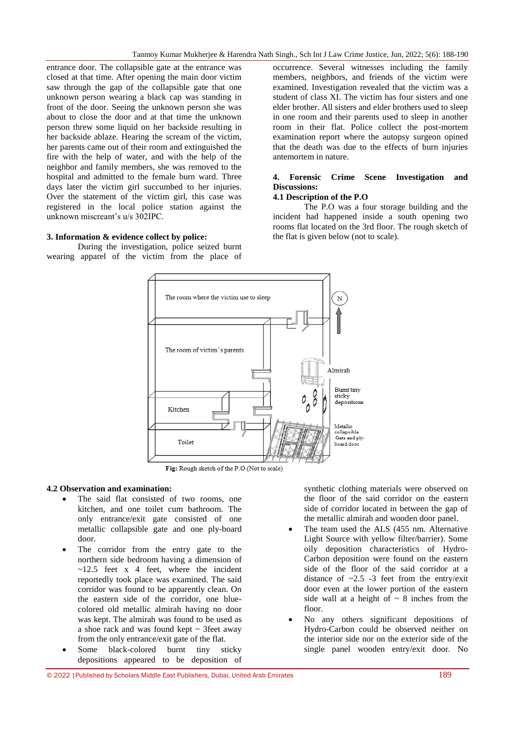entrance door. The collapsible gate at the entrance was closed at that time. After opening the main door victim saw through the gap of the collapsible gate that one unknown person wearing a black cap was standing in front of the door. Seeing the unknown person she was about to close the door and at that time the unknown person threw some liquid on her backside resulting in her backside ablaze. Hearing the scream of the victim, her parents came out of their room and extinguished the fire with the help of water, and with the help of the neighbor and family members, she was removed to the hospital and admitted to the female burn ward. Three days later the victim girl succumbed to her injuries. Over the statement of the victim girl, this case was registered in the local police station against the unknown miscreant's u/s 302IPC.

### 3. Information & evidence collect by police:

During the investigation, police seized burnt wearing apparel of the victim from the place of occurrence. Several witnesses including the family members, neighbors, and friends of the victim were examined. Investigation revealed that the victim was a student of class XI. The victim has four sisters and one elder brother. All sisters and elder brothers used to sleep in one room and their parents used to sleep in another room in their flat. Police collect the post-mortem examination report where the autopsy surgeon opined that the death was due to the effects of burn injuries antemortem in nature.

### 4. Forensic Crime Scene Investigation and Discussions:

#### 4.1 Description of the P.O

The P.O was a four storage building and the incident had happened inside a south opening two rooms flat located on the 3rd floor. The rough sketch of the flat is given below (not to scale).

The room where the victim use to sleep

The room of victim's parents

Kitchen

Toilet

N

Almirah

Burnt tiny sticky depositions

Metallic collapsible Gate and ply-board door

**Fig:** Rough sketch of the P.O (Not to scale)

#### 4.2 Observation and examination:

- The said flat consisted of two rooms, one kitchen, and one toilet cum bathroom. The only entrance/exit gate consisted of one metallic collapsible gate and one ply-board door.
- The corridor from the entry gate to the northern side bedroom having a dimension of ~12.5 feet x 4 feet, where the incident reportedly took place was examined. The said corridor was found to be apparently clean. On the eastern side of the corridor, one blue-colored old metallic almirah having no door was kept. The almirah was found to be used as a shoe rack and was found kept ~ 3feet away from the only entrance/exit gate of the flat.
- Some black-colored burnt tiny sticky depositions appeared to be deposition of synthetic clothing materials were observed on the floor of the said corridor on the eastern side of corridor located in between the gap of the metallic almirah and wooden door panel.
- The team used the ALS (455 nm. Alternative Light Source with yellow filter/barrier). Some oily deposition characteristics of Hydro-Carbon deposition were found on the eastern side of the floor of the said corridor at a distance of ~2.5 -3 feet from the entry/exit door even at the lower portion of the eastern side wall at a height of ~ 8 inches from the floor.
- No any others significant depositions of Hydro-Carbon could be observed neither on the interior side nor on the exterior side of the single panel wooden entry/exit door. No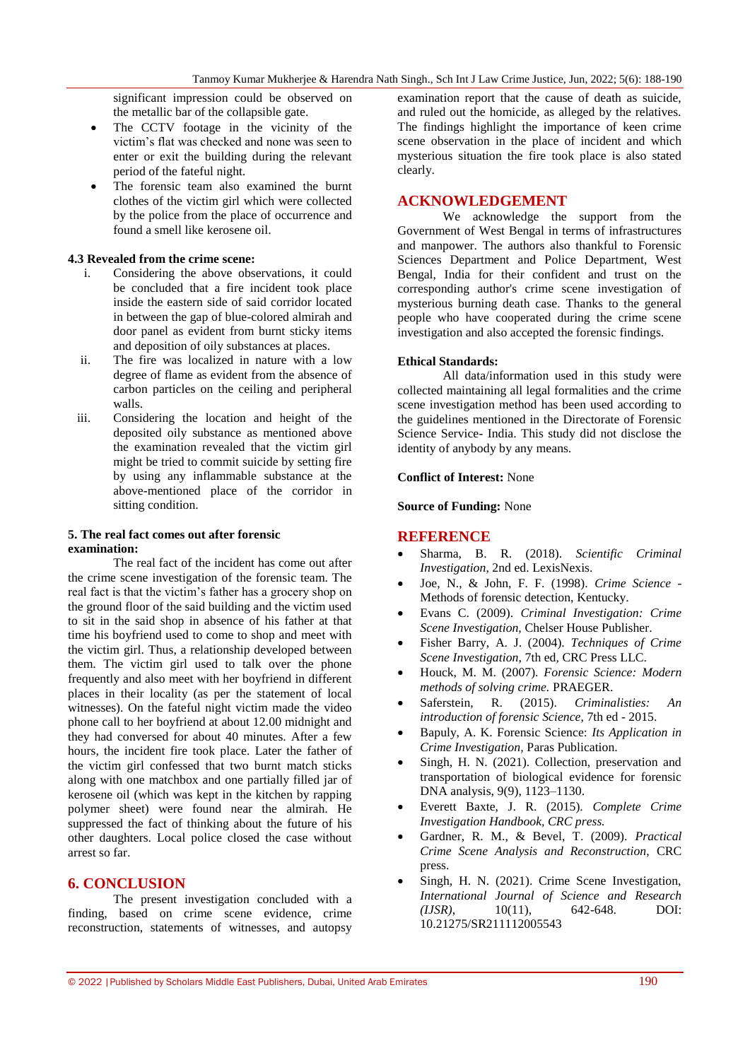significant impression could be observed on the metallic bar of the collapsible gate.

- The CCTV footage in the vicinity of the victim's flat was checked and none was seen to enter or exit the building during the relevant period of the fateful night.
- The forensic team also examined the burnt clothes of the victim girl which were collected by the police from the place of occurrence and found a smell like kerosene oil.

**4.3 Revealed from the crime scene:**

i. Considering the above observations, it could be concluded that a fire incident took place inside the eastern side of said corridor located in between the gap of blue-colored almirah and door panel as evident from burnt sticky items and deposition of oily substances at places.

ii. The fire was localized in nature with a low degree of flame as evident from the absence of carbon particles on the ceiling and peripheral walls.

iii. Considering the location and height of the deposited oily substance as mentioned above the examination revealed that the victim girl might be tried to commit suicide by setting fire by using any inflammable substance at the above-mentioned place of the corridor in sitting condition.

**5. The real fact comes out after forensic examination:**

The real fact of the incident has come out after the crime scene investigation of the forensic team. The real fact is that the victim's father has a grocery shop on the ground floor of the said building and the victim used to sit in the said shop in absence of his father at that time his boyfriend used to come to shop and meet with the victim girl. Thus, a relationship developed between them. The victim girl used to talk over the phone frequently and also meet with her boyfriend in different places in their locality (as per the statement of local witnesses). On the fateful night victim made the video phone call to her boyfriend at about 12.00 midnight and they had conversed for about 40 minutes. After a few hours, the incident fire took place. Later the father of the victim girl confessed that two burnt match sticks along with one matchbox and one partially filled jar of kerosene oil (which was kept in the kitchen by rapping polymer sheet) were found near the almirah. He suppressed the fact of thinking about the future of his other daughters. Local police closed the case without arrest so far.

## 6. CONCLUSION

The present investigation concluded with a finding, based on crime scene evidence, crime reconstruction, statements of witnesses, and autopsy examination report that the cause of death as suicide, and ruled out the homicide, as alleged by the relatives. The findings highlight the importance of keen crime scene observation in the place of incident and which mysterious situation the fire took place is also stated clearly.

## ACKNOWLEDGEMENT

We acknowledge the support from the Government of West Bengal in terms of infrastructures and manpower. The authors also thankful to Forensic Sciences Department and Police Department, West Bengal, India for their confident and trust on the corresponding author's crime scene investigation of mysterious burning death case. Thanks to the general people who have cooperated during the crime scene investigation and also accepted the forensic findings.

**Ethical Standards:**

All data/information used in this study were collected maintaining all legal formalities and the crime scene investigation method has been used according to the guidelines mentioned in the Directorate of Forensic Science Service- India. This study did not disclose the identity of anybody by any means.

**Conflict of Interest:** None

**Source of Funding:** None

## REFERENCE

- Sharma, B. R. (2018). *Scientific Criminal Investigation*, 2nd ed. LexisNexis.
- Joe, N., & John, F. F. (1998). *Crime Science* - Methods of forensic detection, Kentucky.
- Evans C. (2009). *Criminal Investigation: Crime Scene Investigation,* Chelser House Publisher.
- Fisher Barry, A. J. (2004). *Techniques of Crime Scene Investigation*, 7th ed, CRC Press LLC.
- Houck, M. M. (2007). *Forensic Science: Modern methods of solving crime.* PRAEGER.
- Saferstein, R. (2015). *Criminalistics: An introduction of forensic Science*, 7th ed - 2015.
- Bapuly, A. K. Forensic Science: *Its Application in Crime Investigation,* Paras Publication.
- Singh, H. N. (2021). Collection, preservation and transportation of biological evidence for forensic DNA analysis, 9(9), 1123–1130.
- Everett Baxte, J. R. (2015). *Complete Crime Investigation Handbook, CRC press.*
- Gardner, R. M., & Bevel, T. (2009). *Practical Crime Scene Analysis and Reconstruction,* CRC press.
- Singh, H. N. (2021). Crime Scene Investigation, *International Journal of Science and Research (IJSR)*, 10(11), 642-648. DOI: 10.21275/SR211112005543